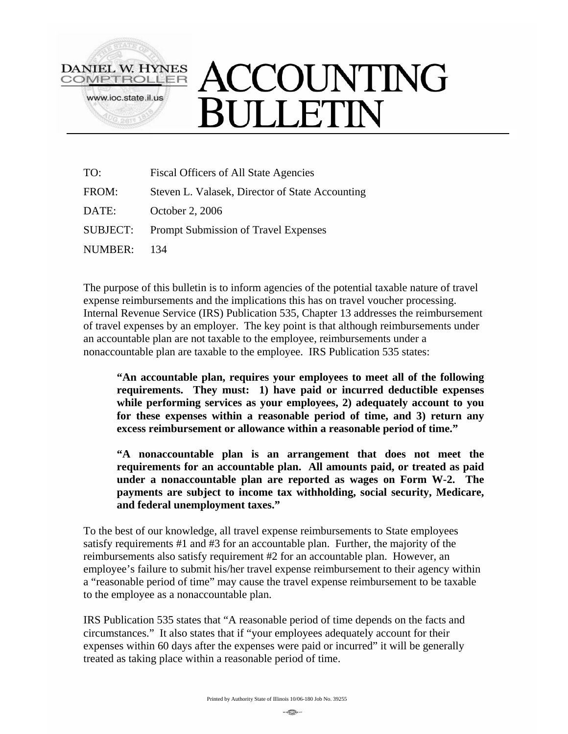DANIEL W. HYNES
COMPTROLLER
www.ioc.state.il.us

# ACCOUNTING BULLETIN

| | |
|---|---|
| TO: | Fiscal Officers of All State Agencies |
| FROM: | Steven L. Valasek, Director of State Accounting |
| DATE: | October 2, 2006 |
| SUBJECT: | Prompt Submission of Travel Expenses |
| NUMBER: | 134 |

The purpose of this bulletin is to inform agencies of the potential taxable nature of travel expense reimbursements and the implications this has on travel voucher processing. Internal Revenue Service (IRS) Publication 535, Chapter 13 addresses the reimbursement of travel expenses by an employer. The key point is that although reimbursements under an accountable plan are not taxable to the employee, reimbursements under a nonaccountable plan are taxable to the employee. IRS Publication 535 states:

> **"An accountable plan, requires your employees to meet all of the following requirements. They must: 1) have paid or incurred deductible expenses while performing services as your employees, 2) adequately account to you for these expenses within a reasonable period of time, and 3) return any excess reimbursement or allowance within a reasonable period of time."**
>
> **"A nonaccountable plan is an arrangement that does not meet the requirements for an accountable plan. All amounts paid, or treated as paid under a nonaccountable plan are reported as wages on Form W-2. The payments are subject to income tax withholding, social security, Medicare, and federal unemployment taxes."**

To the best of our knowledge, all travel expense reimbursements to State employees satisfy requirements #1 and #3 for an accountable plan. Further, the majority of the reimbursements also satisfy requirement #2 for an accountable plan. However, an employee's failure to submit his/her travel expense reimbursement to their agency within a "reasonable period of time" may cause the travel expense reimbursement to be taxable to the employee as a nonaccountable plan.

IRS Publication 535 states that "A reasonable period of time depends on the facts and circumstances." It also states that if "your employees adequately account for their expenses within 60 days after the expenses were paid or incurred" it will be generally treated as taking place within a reasonable period of time.

Printed by Authority State of Illinois 10/06-180 Job No. 39255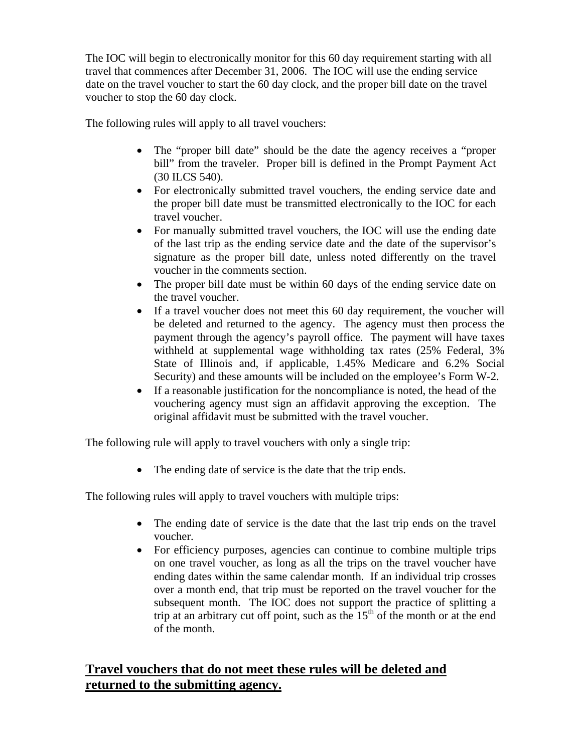The IOC will begin to electronically monitor for this 60 day requirement starting with all travel that commences after December 31, 2006. The IOC will use the ending service date on the travel voucher to start the 60 day clock, and the proper bill date on the travel voucher to stop the 60 day clock.

The following rules will apply to all travel vouchers:

- The "proper bill date" should be the date the agency receives a "proper bill" from the traveler. Proper bill is defined in the Prompt Payment Act (30 ILCS 540).
- For electronically submitted travel vouchers, the ending service date and the proper bill date must be transmitted electronically to the IOC for each travel voucher.
- For manually submitted travel vouchers, the IOC will use the ending date of the last trip as the ending service date and the date of the supervisor's signature as the proper bill date, unless noted differently on the travel voucher in the comments section.
- The proper bill date must be within 60 days of the ending service date on the travel voucher.
- If a travel voucher does not meet this 60 day requirement, the voucher will be deleted and returned to the agency. The agency must then process the payment through the agency's payroll office. The payment will have taxes withheld at supplemental wage withholding tax rates (25% Federal, 3% State of Illinois and, if applicable, 1.45% Medicare and 6.2% Social Security) and these amounts will be included on the employee's Form W-2.
- If a reasonable justification for the noncompliance is noted, the head of the vouchering agency must sign an affidavit approving the exception. The original affidavit must be submitted with the travel voucher.

The following rule will apply to travel vouchers with only a single trip:

- The ending date of service is the date that the trip ends.

The following rules will apply to travel vouchers with multiple trips:

- The ending date of service is the date that the last trip ends on the travel voucher.
- For efficiency purposes, agencies can continue to combine multiple trips on one travel voucher, as long as all the trips on the travel voucher have ending dates within the same calendar month. If an individual trip crosses over a month end, that trip must be reported on the travel voucher for the subsequent month. The IOC does not support the practice of splitting a trip at an arbitrary cut off point, such as the 15th of the month or at the end of the month.

## **Travel vouchers that do not meet these rules will be deleted and returned to the submitting agency.**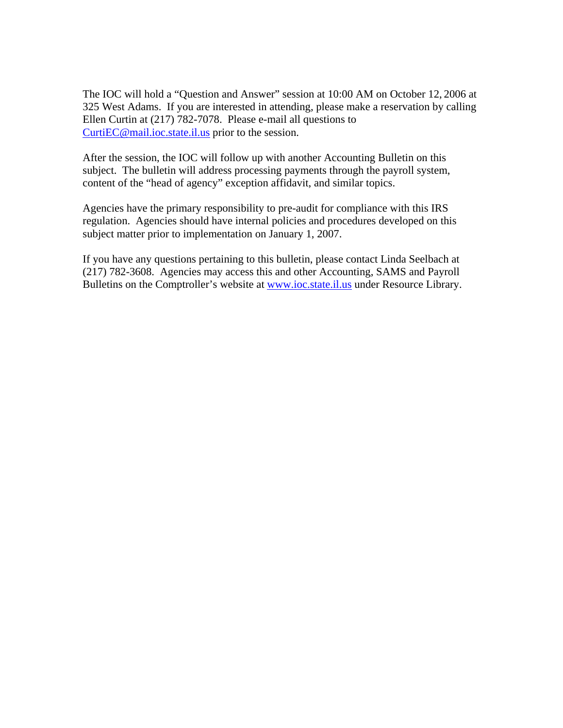The IOC will hold a "Question and Answer" session at 10:00 AM on October 12, 2006 at 325 West Adams. If you are interested in attending, please make a reservation by calling Ellen Curtin at (217) 782-7078. Please e-mail all questions to [CurtiEC@mail.ioc.state.il.us](mailto:CurtiEC@mail.ioc.state.il.us) prior to the session.

After the session, the IOC will follow up with another Accounting Bulletin on this subject. The bulletin will address processing payments through the payroll system, content of the "head of agency" exception affidavit, and similar topics.

Agencies have the primary responsibility to pre-audit for compliance with this IRS regulation. Agencies should have internal policies and procedures developed on this subject matter prior to implementation on January 1, 2007.

If you have any questions pertaining to this bulletin, please contact Linda Seelbach at (217) 782-3608. Agencies may access this and other Accounting, SAMS and Payroll Bulletins on the Comptroller's website at [www.ioc.state.il.us](http://www.ioc.state.il.us) under Resource Library.